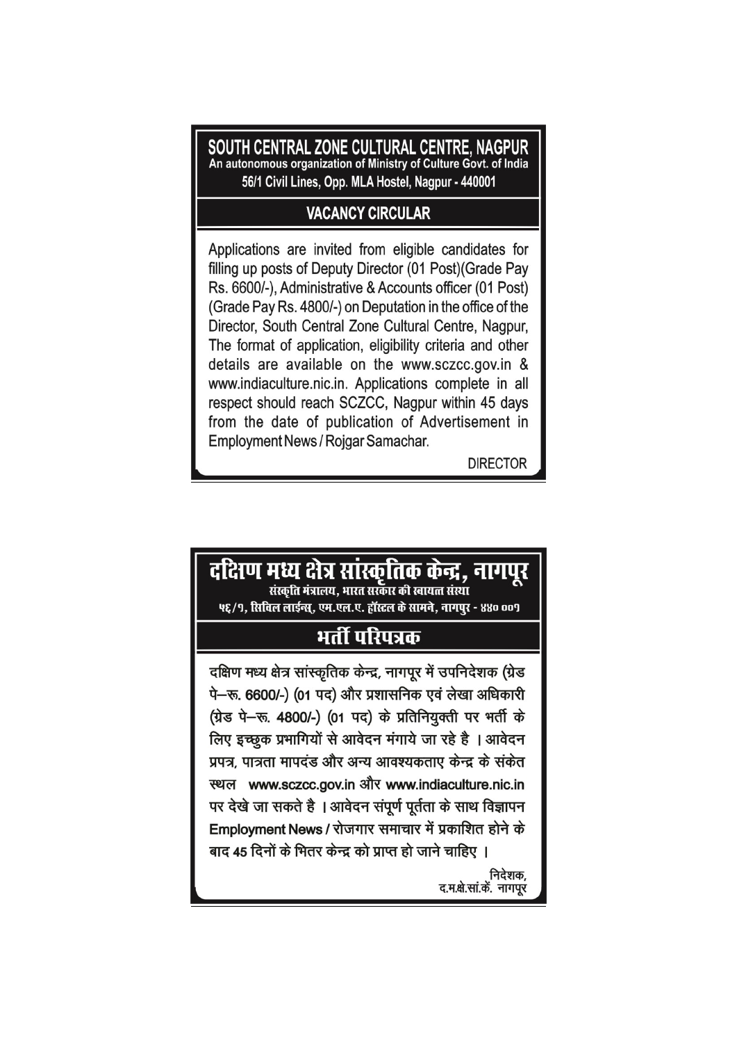# SOUTH CENTRAL ZONE CULTURAL CENTRE, NAGPUR

**An autonomous organization of Ministry of Culture Govt. of India**

**56/1 Civil Lines, Opp. MLA Hostel, Nagpur - 440001**

## VACANCY CIRCULAR

Applications are invited from eligible candidates for filling up posts of Deputy Director (01 Post)(Grade Pay Rs. 6600/-), Administrative & Accounts officer (01 Post) (Grade Pay Rs. 4800/-) on Deputation in the office of the Director, South Central Zone Cultural Centre, Nagpur, The format of application, eligibility criteria and other details are available on the www.sczcc.gov.in & www.indiaculture.nic.in. Applications complete in all respect should reach SCZCC, Nagpur within 45 days from the date of publication of Advertisement in Employment News / Rojgar Samachar.

DIRECTOR

---

# दक्षिण मध्य क्षेत्र सांस्कृतिक केन्द्र, नागपूर

**संस्कृति मंत्रालय, भारत सरकार की स्वायत्त संस्था**

**५६/१, सिविल लाईन्स, एम.एल.ए. हॉस्टल के सामने, नागपुर - ४४० ००१**

## भर्ती परिपत्रक

दक्षिण मध्य क्षेत्र सांस्कृतिक केन्द्र, नागपूर में उपनिदेशक (ग्रेड पे–रू. 6600/-) (01 पद) और प्रशासनिक एवं लेखा अधिकारी (ग्रेड पे–रू. 4800/-) (01 पद) के प्रतिनियुक्ती पर भर्ती के लिए इच्छुक प्रभागियों से आवेदन मंगाये जा रहे है । आवेदन प्रपत्र, पात्रता मापदंड और अन्य आवश्यकताए केन्द्र के संकेत स्थल www.sczcc.gov.in और www.indiaculture.nic.in पर देखे जा सकते है । आवेदन संपूर्ण पूर्तता के साथ विज्ञापन Employment News / रोजगार समाचार में प्रकाशित होने के बाद 45 दिनों के भितर केन्द्र को प्राप्त हो जाने चाहिए ।

निदेशक,
द.म.क्षे.सां.कें. नागपूर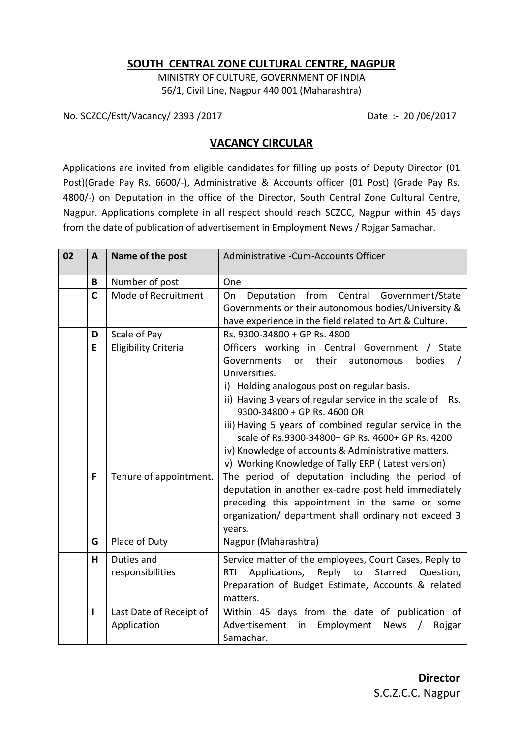**SOUTH CENTRAL ZONE CULTURAL CENTRE, NAGPUR**

MINISTRY OF CULTURE, GOVERNMENT OF INDIA
56/1, Civil Line, Nagpur 440 001 (Maharashtra)

No. SCZCC/Estt/Vacancy/ 2393 /2017 Date :- 20 /06/2017

## VACANCY CIRCULAR

Applications are invited from eligible candidates for filling up posts of Deputy Director (01 Post)(Grade Pay Rs. 6600/-), Administrative & Accounts officer (01 Post) (Grade Pay Rs. 4800/-) on Deputation in the office of the Director, South Central Zone Cultural Centre, Nagpur. Applications complete in all respect should reach SCZCC, Nagpur within 45 days from the date of publication of advertisement in Employment News / Rojgar Samachar.

| 02 | A | Name of the post | Administrative -Cum-Accounts Officer |
|---|---|---|---|
| | B | Number of post | One |
| | C | Mode of Recruitment | On Deputation from Central Government/State Governments or their autonomous bodies/University & have experience in the field related to Art & Culture. |
| | D | Scale of Pay | Rs. 9300-34800 + GP Rs. 4800 |
| | E | Eligibility Criteria | Officers working in Central Government / State Governments or their autonomous bodies / Universities.<br>i) Holding analogous post on regular basis.<br>ii) Having 3 years of regular service in the scale of Rs. 9300-34800 + GP Rs. 4600 OR<br>iii) Having 5 years of combined regular service in the scale of Rs.9300-34800+ GP Rs. 4600+ GP Rs. 4200<br>iv) Knowledge of accounts & Administrative matters.<br>v) Working Knowledge of Tally ERP ( Latest version) |
| | F | Tenure of appointment. | The period of deputation including the period of deputation in another ex-cadre post held immediately preceding this appointment in the same or some organization/ department shall ordinary not exceed 3 years. |
| | G | Place of Duty | Nagpur (Maharashtra) |
| | H | Duties and responsibilities | Service matter of the employees, Court Cases, Reply to RTI Applications, Reply to Starred Question, Preparation of Budget Estimate, Accounts & related matters. |
| | I | Last Date of Receipt of Application | Within 45 days from the date of publication of Advertisement in Employment News / Rojgar Samachar. |

**Director**
S.C.Z.C.C. Nagpur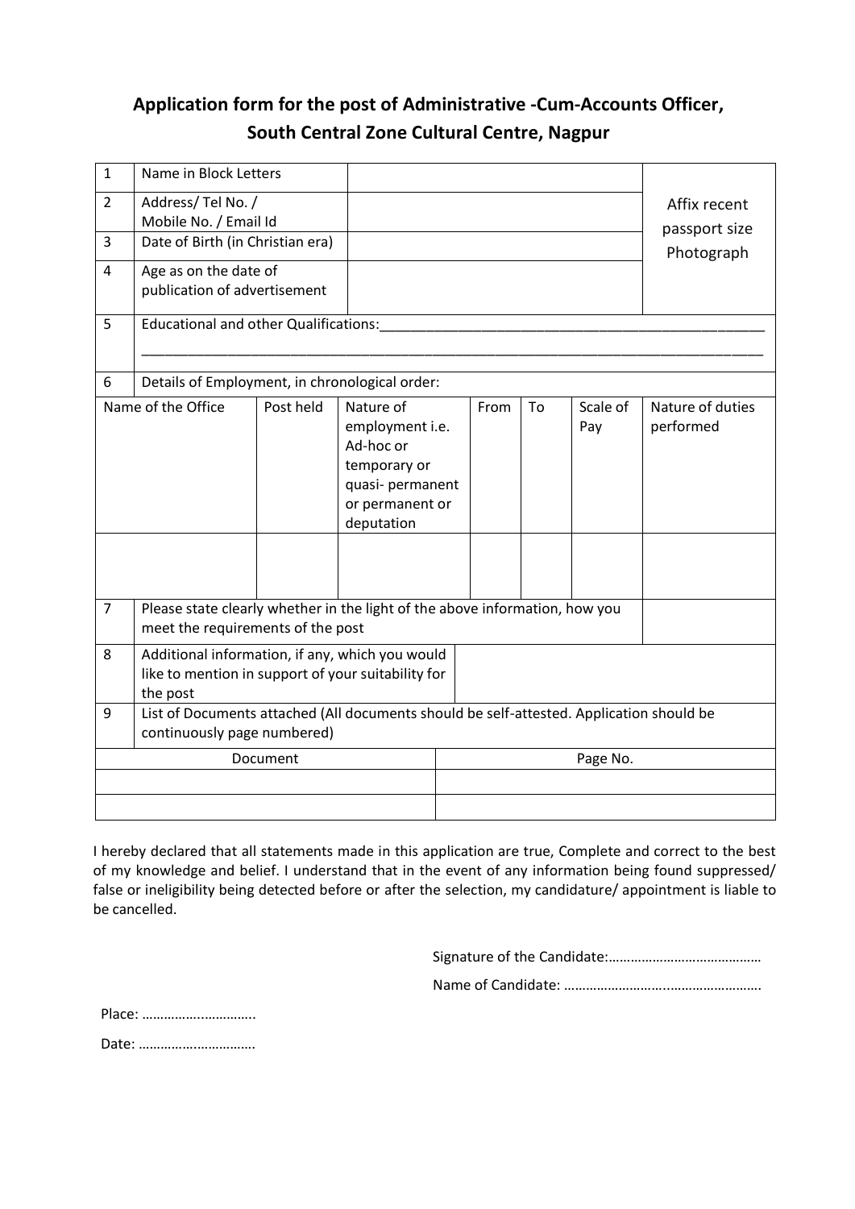## Application form for the post of Administrative -Cum-Accounts Officer, South Central Zone Cultural Centre, Nagpur

| 1 | Name in Block Letters | | Affix recent passport size Photograph |
|---|---|---|---|
| 2 | Address/ Tel No. / Mobile No. / Email Id | | |
| 3 | Date of Birth (in Christian era) | | |
| 4 | Age as on the date of publication of advertisement | | |
| 5 | Educational and other Qualifications:_________________________________________________ _____________________________________________________________________________ | | |
| 6 | Details of Employment, in chronological order: | | |

| Name of the Office | Post held | Nature of employment i.e. Ad-hoc or temporary or quasi- permanent or permanent or deputation | From | To | Scale of Pay | Nature of duties performed |
|---|---|---|---|---|---|---|
| | | | | | | |

| 7 | Please state clearly whether in the light of the above information, how you meet the requirements of the post | |
|---|---|---|
| 8 | Additional information, if any, which you would like to mention in support of your suitability for the post | |
| 9 | List of Documents attached (All documents should be self-attested. Application should be continuously page numbered) | |

| Document | Page No. |
|---|---|
| | |
| | |

I hereby declared that all statements made in this application are true, Complete and correct to the best of my knowledge and belief. I understand that in the event of any information being found suppressed/ false or ineligibility being detected before or after the selection, my candidature/ appointment is liable to be cancelled.

Signature of the Candidate:……………………………………

Name of Candidate: …………………….……………………

Place: …………….…………..

Date: ………….……………..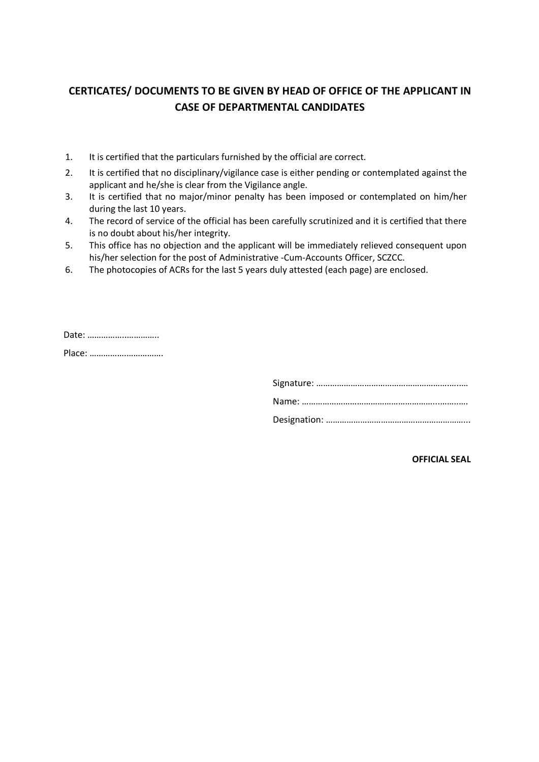## CERTICATES/ DOCUMENTS TO BE GIVEN BY HEAD OF OFFICE OF THE APPLICANT IN CASE OF DEPARTMENTAL CANDIDATES

1. It is certified that the particulars furnished by the official are correct.
2. It is certified that no disciplinary/vigilance case is either pending or contemplated against the applicant and he/she is clear from the Vigilance angle.
3. It is certified that no major/minor penalty has been imposed or contemplated on him/her during the last 10 years.
4. The record of service of the official has been carefully scrutinized and it is certified that there is no doubt about his/her integrity.
5. This office has no objection and the applicant will be immediately relieved consequent upon his/her selection for the post of Administrative -Cum-Accounts Officer, SCZCC.
6. The photocopies of ACRs for the last 5 years duly attested (each page) are enclosed.

Date: …………..…………..

Place: …………..…………….

Signature: ……………………………………………….…..…

Name: …………………………………………………..……..….

Designation: ……………………………………………………...

**OFFICIAL SEAL**